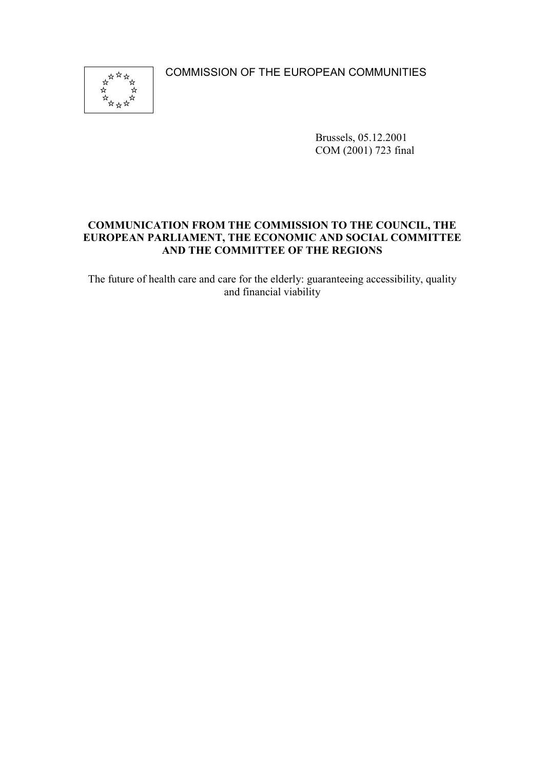COMMISSION OF THE EUROPEAN COMMUNITIES

Brussels, 05.12.2001
COM (2001) 723 final

**COMMUNICATION FROM THE COMMISSION TO THE COUNCIL, THE EUROPEAN PARLIAMENT, THE ECONOMIC AND SOCIAL COMMITTEE AND THE COMMITTEE OF THE REGIONS**

The future of health care and care for the elderly: guaranteeing accessibility, quality and financial viability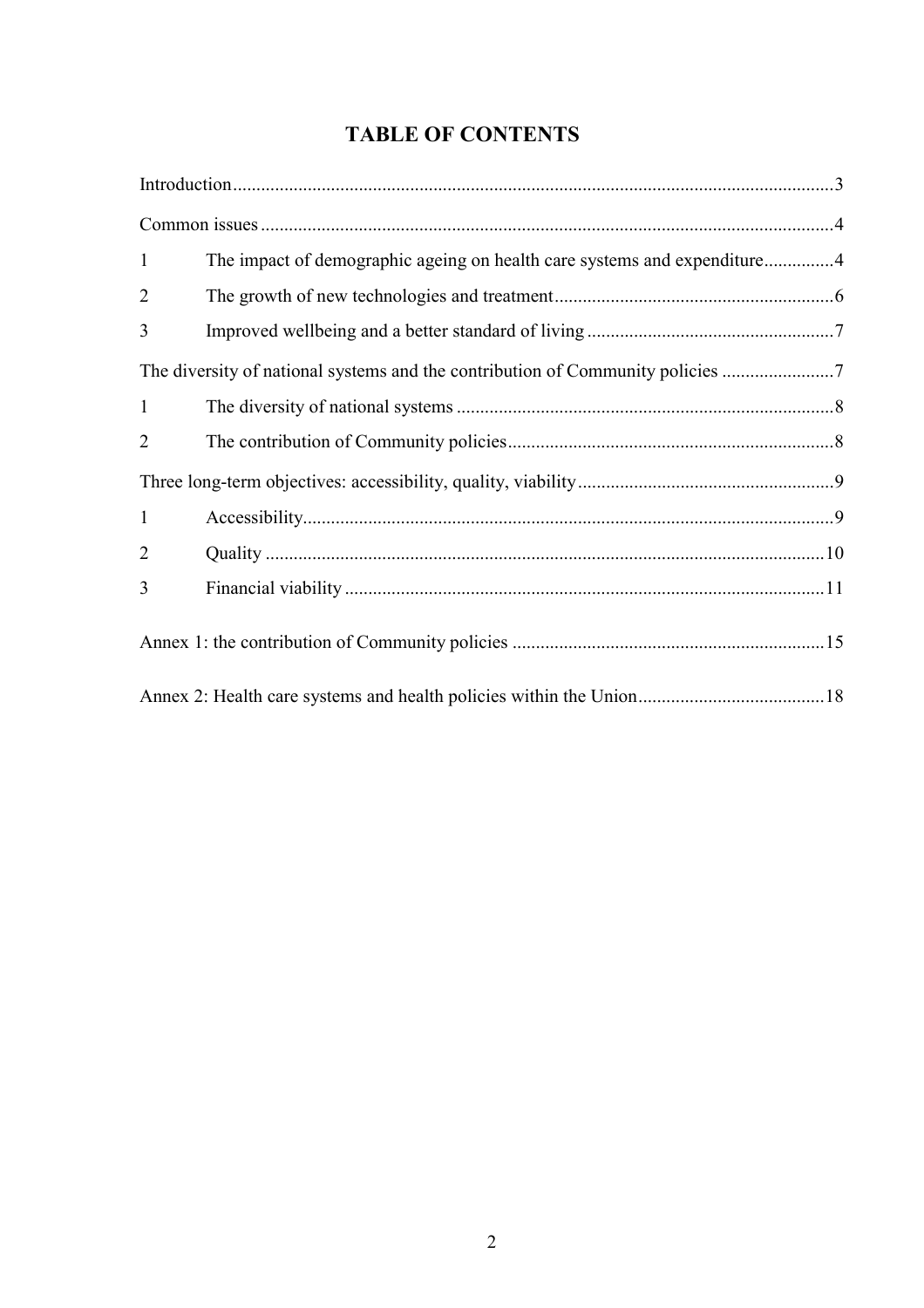# TABLE OF CONTENTS

Introduction ........................................................................................................................ 3

Common issues .................................................................................................................... 4

1 The impact of demographic ageing on health care systems and expenditure ............... 4

2 The growth of new technologies and treatment ............................................................ 6

3 Improved wellbeing and a better standard of living ..................................................... 7

The diversity of national systems and the contribution of Community policies ........................ 7

1 The diversity of national systems ................................................................................. 8

2 The contribution of Community policies ..................................................................... 8

Three long-term objectives: accessibility, quality, viability ....................................................... 9

1 Accessibility ................................................................................................................. 9

2 Quality ........................................................................................................................ 10

3 Financial viability ...................................................................................................... 11

Annex 1: the contribution of Community policies .................................................................. 15

Annex 2: Health care systems and health policies within the Union ........................................ 18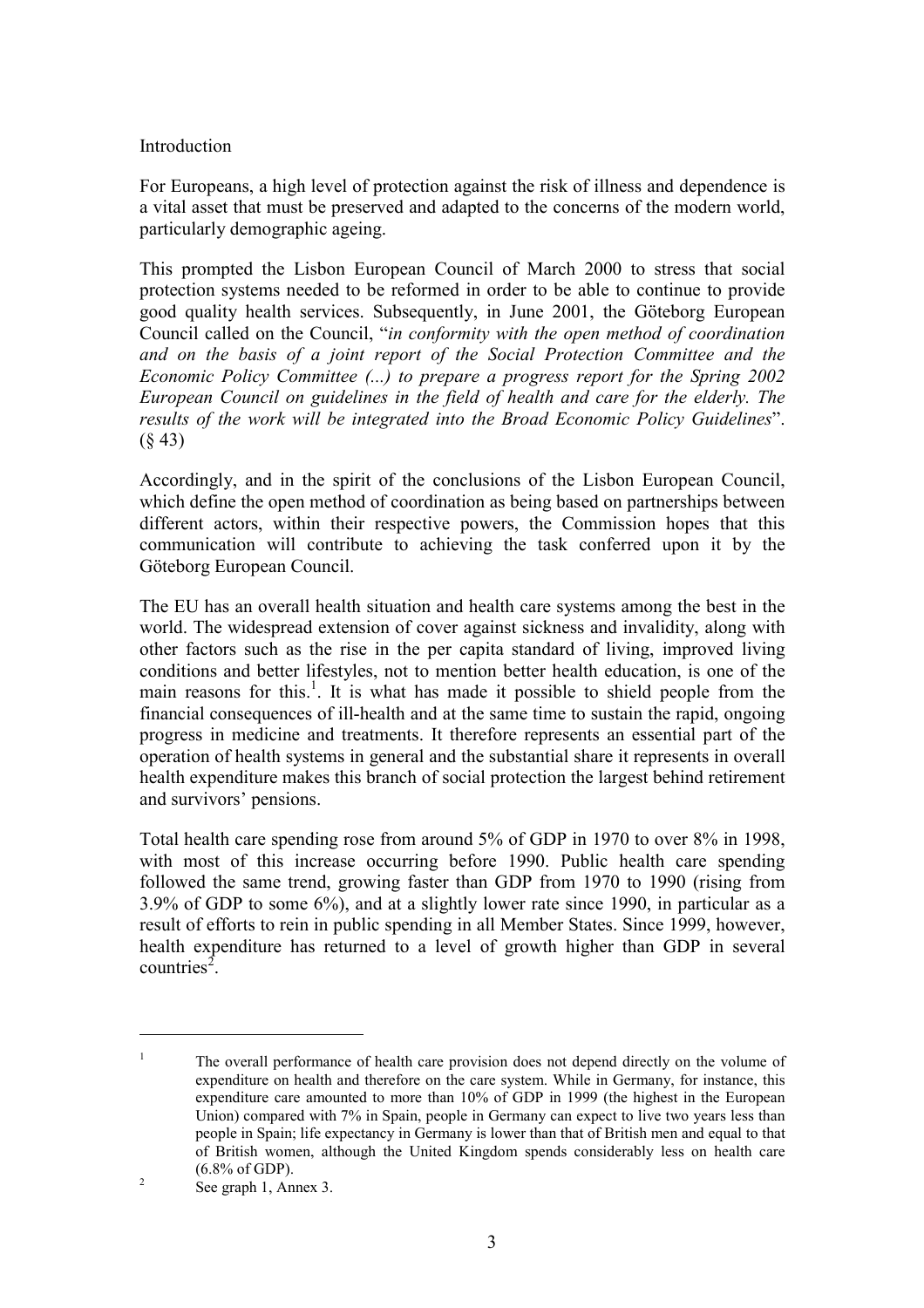## Introduction

For Europeans, a high level of protection against the risk of illness and dependence is a vital asset that must be preserved and adapted to the concerns of the modern world, particularly demographic ageing.

This prompted the Lisbon European Council of March 2000 to stress that social protection systems needed to be reformed in order to be able to continue to provide good quality health services. Subsequently, in June 2001, the Göteborg European Council called on the Council, "*in conformity with the open method of coordination and on the basis of a joint report of the Social Protection Committee and the Economic Policy Committee (...) to prepare a progress report for the Spring 2002 European Council on guidelines in the field of health and care for the elderly. The results of the work will be integrated into the Broad Economic Policy Guidelines*". (§ 43)

Accordingly, and in the spirit of the conclusions of the Lisbon European Council, which define the open method of coordination as being based on partnerships between different actors, within their respective powers, the Commission hopes that this communication will contribute to achieving the task conferred upon it by the Göteborg European Council.

The EU has an overall health situation and health care systems among the best in the world. The widespread extension of cover against sickness and invalidity, along with other factors such as the rise in the per capita standard of living, improved living conditions and better lifestyles, not to mention better health education, is one of the main reasons for this.[1]. It is what has made it possible to shield people from the financial consequences of ill-health and at the same time to sustain the rapid, ongoing progress in medicine and treatments. It therefore represents an essential part of the operation of health systems in general and the substantial share it represents in overall health expenditure makes this branch of social protection the largest behind retirement and survivors' pensions.

Total health care spending rose from around 5% of GDP in 1970 to over 8% in 1998, with most of this increase occurring before 1990. Public health care spending followed the same trend, growing faster than GDP from 1970 to 1990 (rising from 3.9% of GDP to some 6%), and at a slightly lower rate since 1990, in particular as a result of efforts to rein in public spending in all Member States. Since 1999, however, health expenditure has returned to a level of growth higher than GDP in several countries[2].

---

[1] The overall performance of health care provision does not depend directly on the volume of expenditure on health and therefore on the care system. While in Germany, for instance, this expenditure care amounted to more than 10% of GDP in 1999 (the highest in the European Union) compared with 7% in Spain, people in Germany can expect to live two years less than people in Spain; life expectancy in Germany is lower than that of British men and equal to that of British women, although the United Kingdom spends considerably less on health care (6.8% of GDP).

[2] See graph 1, Annex 3.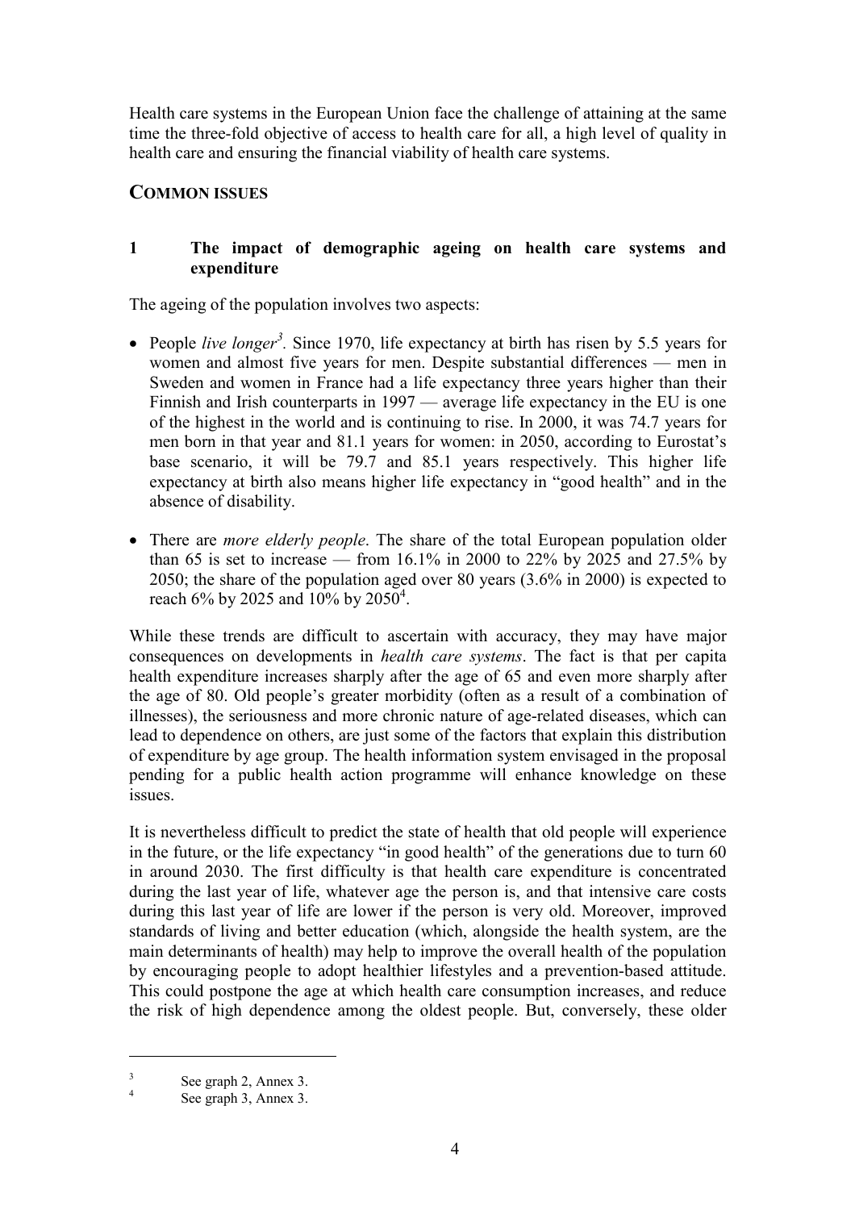Health care systems in the European Union face the challenge of attaining at the same time the three-fold objective of access to health care for all, a high level of quality in health care and ensuring the financial viability of health care systems.

## COMMON ISSUES

### 1 The impact of demographic ageing on health care systems and expenditure

The ageing of the population involves two aspects:

- People *live longer*[3]. Since 1970, life expectancy at birth has risen by 5.5 years for women and almost five years for men. Despite substantial differences — men in Sweden and women in France had a life expectancy three years higher than their Finnish and Irish counterparts in 1997 — average life expectancy in the EU is one of the highest in the world and is continuing to rise. In 2000, it was 74.7 years for men born in that year and 81.1 years for women: in 2050, according to Eurostat's base scenario, it will be 79.7 and 85.1 years respectively. This higher life expectancy at birth also means higher life expectancy in "good health" and in the absence of disability.
- There are *more elderly people*. The share of the total European population older than 65 is set to increase — from 16.1% in 2000 to 22% by 2025 and 27.5% by 2050; the share of the population aged over 80 years (3.6% in 2000) is expected to reach 6% by 2025 and 10% by 2050[4].

While these trends are difficult to ascertain with accuracy, they may have major consequences on developments in *health care systems*. The fact is that per capita health expenditure increases sharply after the age of 65 and even more sharply after the age of 80. Old people's greater morbidity (often as a result of a combination of illnesses), the seriousness and more chronic nature of age-related diseases, which can lead to dependence on others, are just some of the factors that explain this distribution of expenditure by age group. The health information system envisaged in the proposal pending for a public health action programme will enhance knowledge on these issues.

It is nevertheless difficult to predict the state of health that old people will experience in the future, or the life expectancy "in good health" of the generations due to turn 60 in around 2030. The first difficulty is that health care expenditure is concentrated during the last year of life, whatever age the person is, and that intensive care costs during this last year of life are lower if the person is very old. Moreover, improved standards of living and better education (which, alongside the health system, are the main determinants of health) may help to improve the overall health of the population by encouraging people to adopt healthier lifestyles and a prevention-based attitude. This could postpone the age at which health care consumption increases, and reduce the risk of high dependence among the oldest people. But, conversely, these older

---

[3] See graph 2, Annex 3.

[4] See graph 3, Annex 3.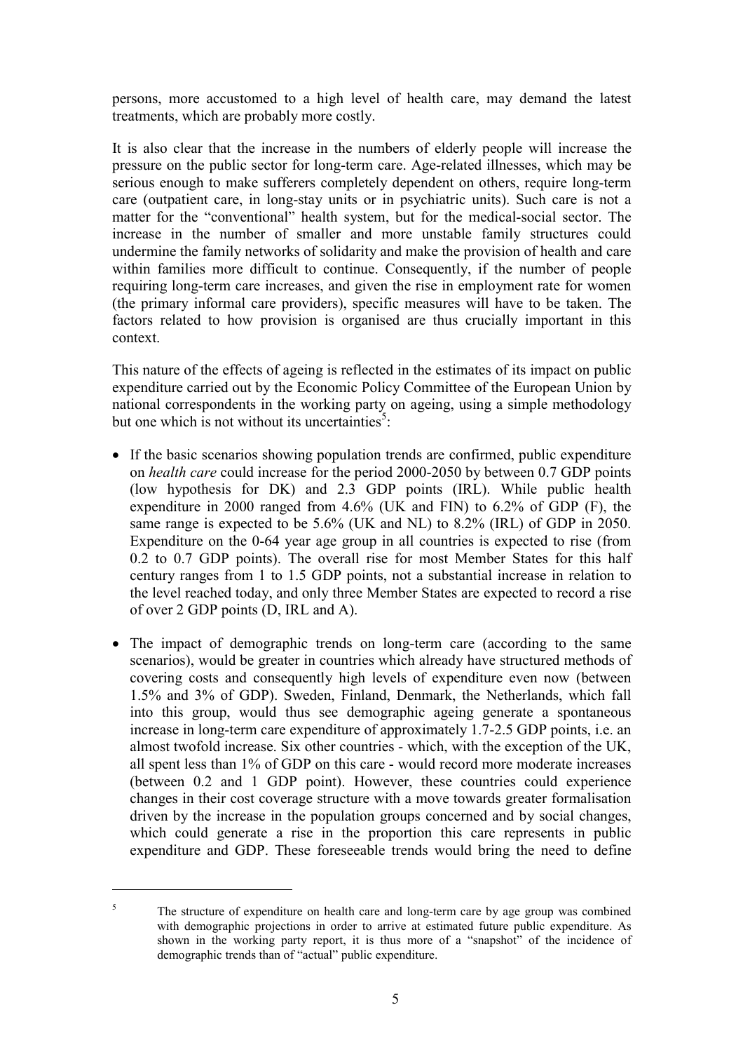persons, more accustomed to a high level of health care, may demand the latest treatments, which are probably more costly.

It is also clear that the increase in the numbers of elderly people will increase the pressure on the public sector for long-term care. Age-related illnesses, which may be serious enough to make sufferers completely dependent on others, require long-term care (outpatient care, in long-stay units or in psychiatric units). Such care is not a matter for the "conventional" health system, but for the medical-social sector. The increase in the number of smaller and more unstable family structures could undermine the family networks of solidarity and make the provision of health and care within families more difficult to continue. Consequently, if the number of people requiring long-term care increases, and given the rise in employment rate for women (the primary informal care providers), specific measures will have to be taken. The factors related to how provision is organised are thus crucially important in this context.

This nature of the effects of ageing is reflected in the estimates of its impact on public expenditure carried out by the Economic Policy Committee of the European Union by national correspondents in the working party on ageing, using a simple methodology but one which is not without its uncertainties[5]:

- If the basic scenarios showing population trends are confirmed, public expenditure on *health care* could increase for the period 2000-2050 by between 0.7 GDP points (low hypothesis for DK) and 2.3 GDP points (IRL). While public health expenditure in 2000 ranged from 4.6% (UK and FIN) to 6.2% of GDP (F), the same range is expected to be 5.6% (UK and NL) to 8.2% (IRL) of GDP in 2050. Expenditure on the 0-64 year age group in all countries is expected to rise (from 0.2 to 0.7 GDP points). The overall rise for most Member States for this half century ranges from 1 to 1.5 GDP points, not a substantial increase in relation to the level reached today, and only three Member States are expected to record a rise of over 2 GDP points (D, IRL and A).

- The impact of demographic trends on long-term care (according to the same scenarios), would be greater in countries which already have structured methods of covering costs and consequently high levels of expenditure even now (between 1.5% and 3% of GDP). Sweden, Finland, Denmark, the Netherlands, which fall into this group, would thus see demographic ageing generate a spontaneous increase in long-term care expenditure of approximately 1.7-2.5 GDP points, i.e. an almost twofold increase. Six other countries - which, with the exception of the UK, all spent less than 1% of GDP on this care - would record more moderate increases (between 0.2 and 1 GDP point). However, these countries could experience changes in their cost coverage structure with a move towards greater formalisation driven by the increase in the population groups concerned and by social changes, which could generate a rise in the proportion this care represents in public expenditure and GDP. These foreseeable trends would bring the need to define

---

[5] The structure of expenditure on health care and long-term care by age group was combined with demographic projections in order to arrive at estimated future public expenditure. As shown in the working party report, it is thus more of a "snapshot" of the incidence of demographic trends than of "actual" public expenditure.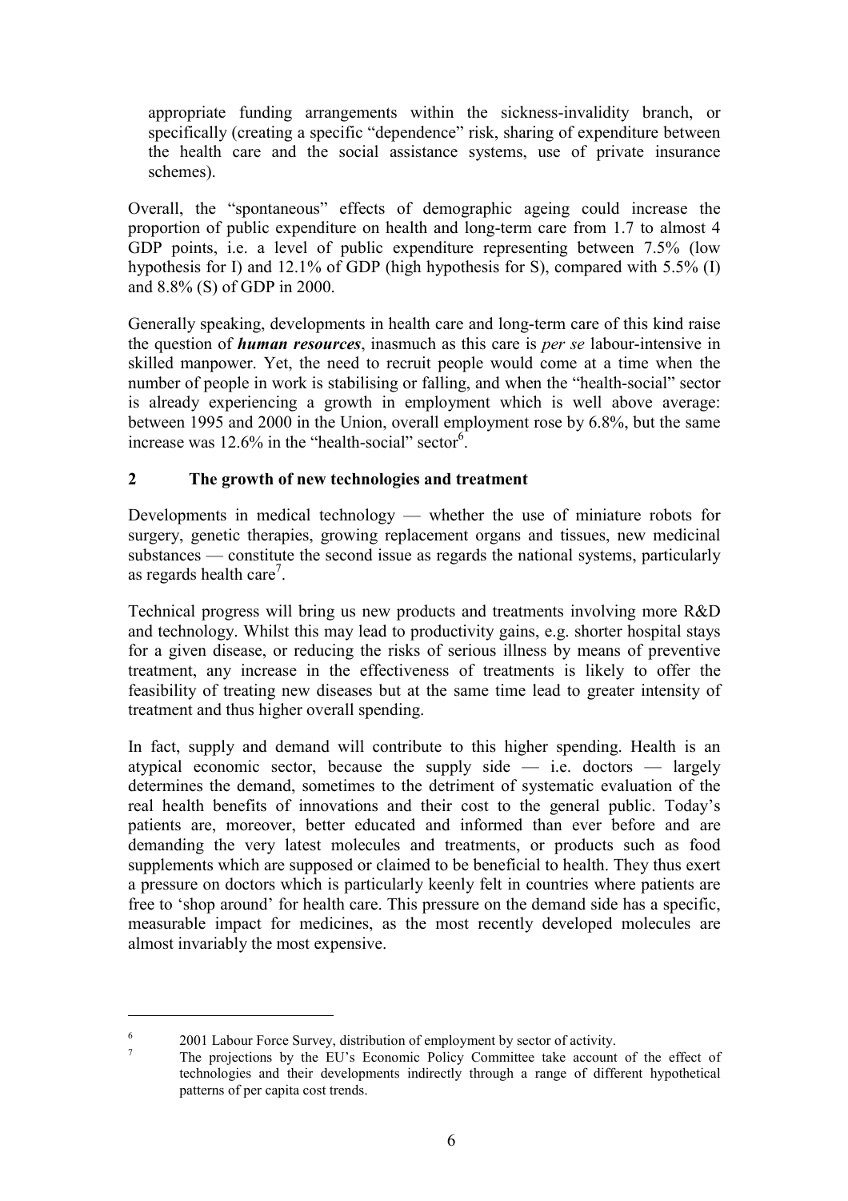appropriate funding arrangements within the sickness-invalidity branch, or specifically (creating a specific "dependence" risk, sharing of expenditure between the health care and the social assistance systems, use of private insurance schemes).

Overall, the "spontaneous" effects of demographic ageing could increase the proportion of public expenditure on health and long-term care from 1.7 to almost 4 GDP points, i.e. a level of public expenditure representing between 7.5% (low hypothesis for I) and 12.1% of GDP (high hypothesis for S), compared with 5.5% (I) and 8.8% (S) of GDP in 2000.

Generally speaking, developments in health care and long-term care of this kind raise the question of ***human resources***, inasmuch as this care is *per se* labour-intensive in skilled manpower. Yet, the need to recruit people would come at a time when the number of people in work is stabilising or falling, and when the "health-social" sector is already experiencing a growth in employment which is well above average: between 1995 and 2000 in the Union, overall employment rose by 6.8%, but the same increase was 12.6% in the "health-social" sector[6].

## 2 The growth of new technologies and treatment

Developments in medical technology — whether the use of miniature robots for surgery, genetic therapies, growing replacement organs and tissues, new medicinal substances — constitute the second issue as regards the national systems, particularly as regards health care[7].

Technical progress will bring us new products and treatments involving more R&D and technology. Whilst this may lead to productivity gains, e.g. shorter hospital stays for a given disease, or reducing the risks of serious illness by means of preventive treatment, any increase in the effectiveness of treatments is likely to offer the feasibility of treating new diseases but at the same time lead to greater intensity of treatment and thus higher overall spending.

In fact, supply and demand will contribute to this higher spending. Health is an atypical economic sector, because the supply side — i.e. doctors — largely determines the demand, sometimes to the detriment of systematic evaluation of the real health benefits of innovations and their cost to the general public. Today's patients are, moreover, better educated and informed than ever before and are demanding the very latest molecules and treatments, or products such as food supplements which are supposed or claimed to be beneficial to health. They thus exert a pressure on doctors which is particularly keenly felt in countries where patients are free to 'shop around' for health care. This pressure on the demand side has a specific, measurable impact for medicines, as the most recently developed molecules are almost invariably the most expensive.

---

[6] 2001 Labour Force Survey, distribution of employment by sector of activity.

[7] The projections by the EU's Economic Policy Committee take account of the effect of technologies and their developments indirectly through a range of different hypothetical patterns of per capita cost trends.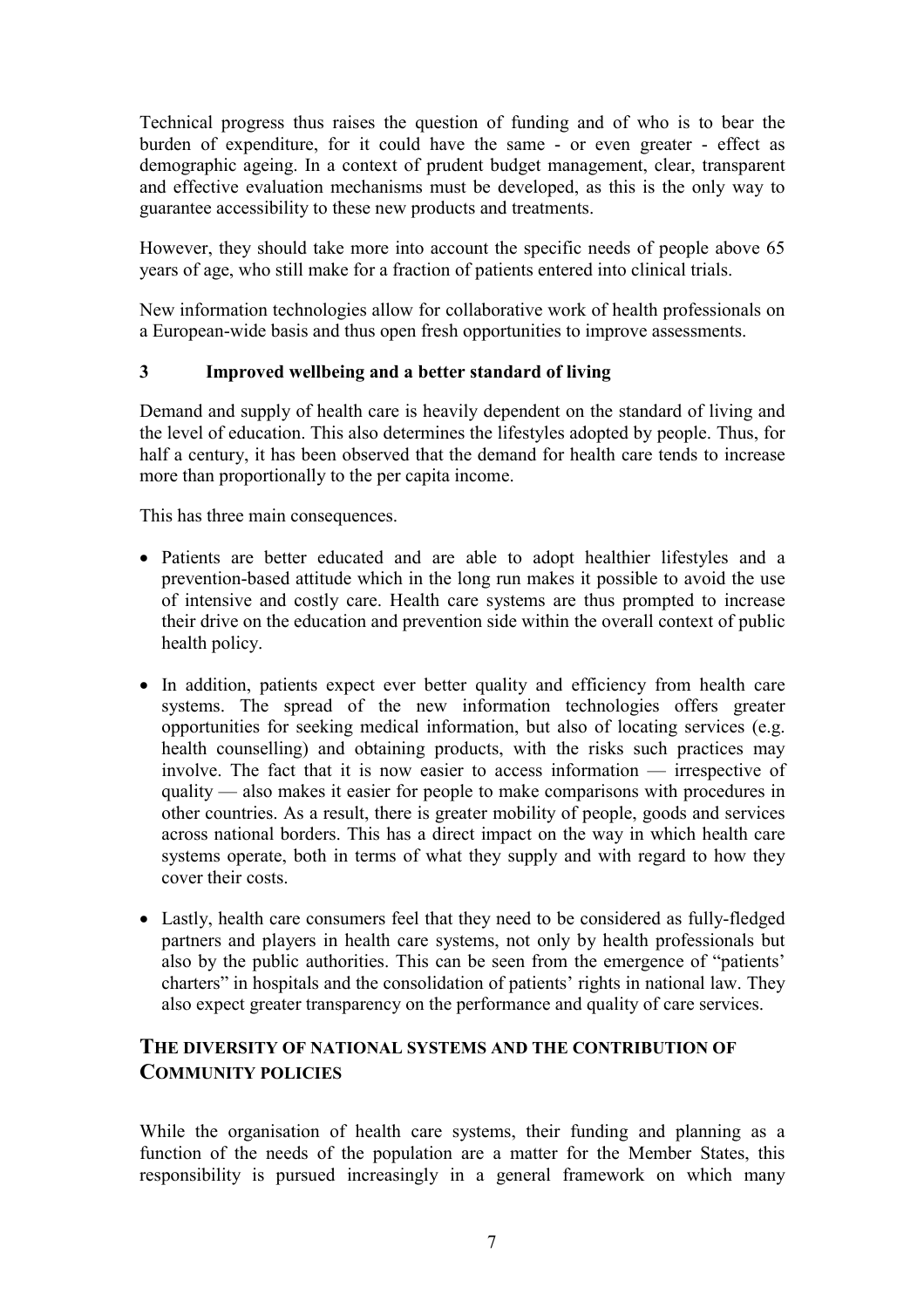Technical progress thus raises the question of funding and of who is to bear the burden of expenditure, for it could have the same - or even greater - effect as demographic ageing. In a context of prudent budget management, clear, transparent and effective evaluation mechanisms must be developed, as this is the only way to guarantee accessibility to these new products and treatments.

However, they should take more into account the specific needs of people above 65 years of age, who still make for a fraction of patients entered into clinical trials.

New information technologies allow for collaborative work of health professionals on a European-wide basis and thus open fresh opportunities to improve assessments.

### 3 Improved wellbeing and a better standard of living

Demand and supply of health care is heavily dependent on the standard of living and the level of education. This also determines the lifestyles adopted by people. Thus, for half a century, it has been observed that the demand for health care tends to increase more than proportionally to the per capita income.

This has three main consequences.

- Patients are better educated and are able to adopt healthier lifestyles and a prevention-based attitude which in the long run makes it possible to avoid the use of intensive and costly care. Health care systems are thus prompted to increase their drive on the education and prevention side within the overall context of public health policy.
- In addition, patients expect ever better quality and efficiency from health care systems. The spread of the new information technologies offers greater opportunities for seeking medical information, but also of locating services (e.g. health counselling) and obtaining products, with the risks such practices may involve. The fact that it is now easier to access information — irrespective of quality — also makes it easier for people to make comparisons with procedures in other countries. As a result, there is greater mobility of people, goods and services across national borders. This has a direct impact on the way in which health care systems operate, both in terms of what they supply and with regard to how they cover their costs.
- Lastly, health care consumers feel that they need to be considered as fully-fledged partners and players in health care systems, not only by health professionals but also by the public authorities. This can be seen from the emergence of "patients' charters" in hospitals and the consolidation of patients' rights in national law. They also expect greater transparency on the performance and quality of care services.

## THE DIVERSITY OF NATIONAL SYSTEMS AND THE CONTRIBUTION OF COMMUNITY POLICIES

While the organisation of health care systems, their funding and planning as a function of the needs of the population are a matter for the Member States, this responsibility is pursued increasingly in a general framework on which many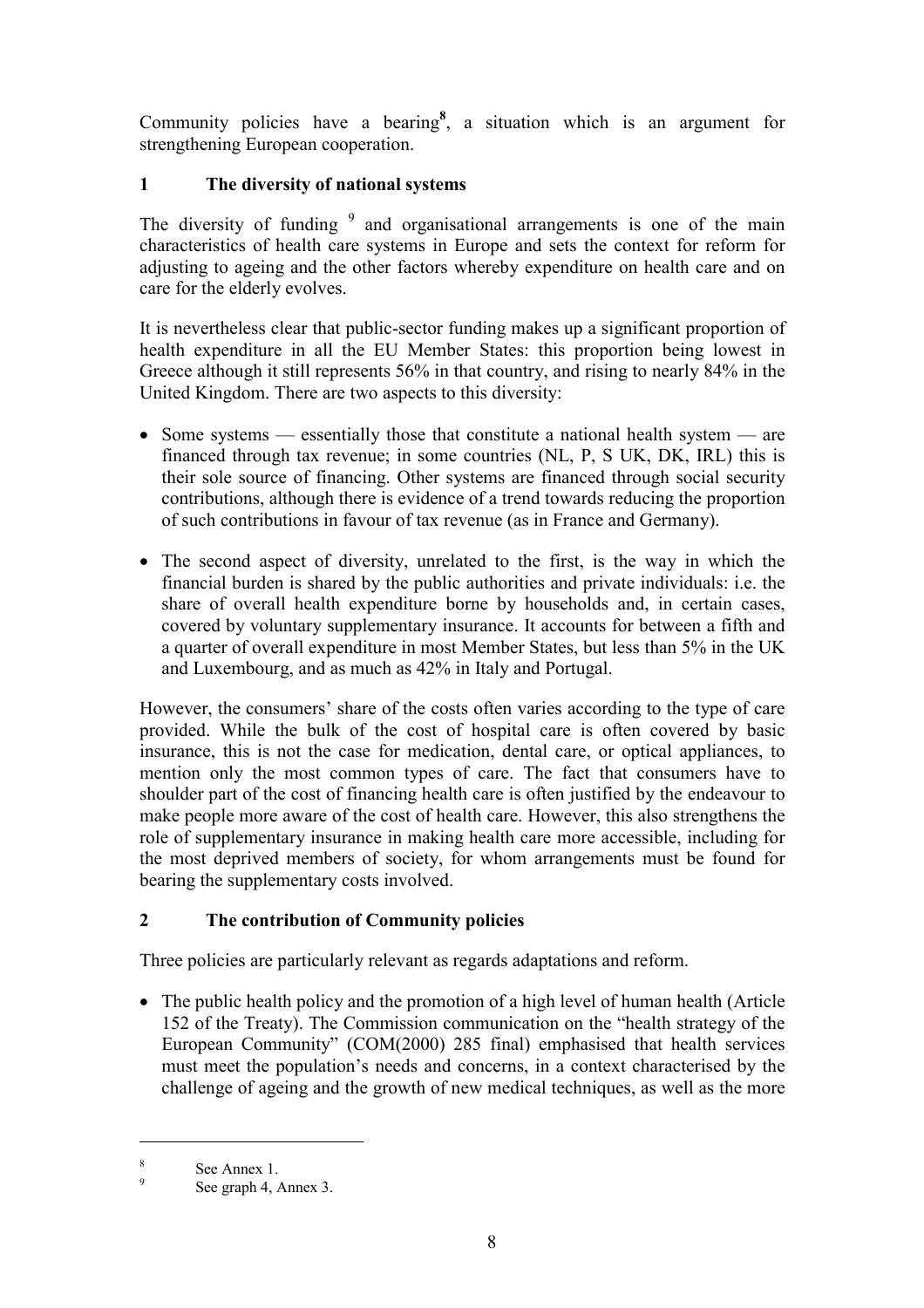Community policies have a bearing[8], a situation which is an argument for strengthening European cooperation.

## 1 The diversity of national systems

The diversity of funding [9] and organisational arrangements is one of the main characteristics of health care systems in Europe and sets the context for reform for adjusting to ageing and the other factors whereby expenditure on health care and on care for the elderly evolves.

It is nevertheless clear that public-sector funding makes up a significant proportion of health expenditure in all the EU Member States: this proportion being lowest in Greece although it still represents 56% in that country, and rising to nearly 84% in the United Kingdom. There are two aspects to this diversity:

- Some systems — essentially those that constitute a national health system — are financed through tax revenue; in some countries (NL, P, S UK, DK, IRL) this is their sole source of financing. Other systems are financed through social security contributions, although there is evidence of a trend towards reducing the proportion of such contributions in favour of tax revenue (as in France and Germany).
- The second aspect of diversity, unrelated to the first, is the way in which the financial burden is shared by the public authorities and private individuals: i.e. the share of overall health expenditure borne by households and, in certain cases, covered by voluntary supplementary insurance. It accounts for between a fifth and a quarter of overall expenditure in most Member States, but less than 5% in the UK and Luxembourg, and as much as 42% in Italy and Portugal.

However, the consumers' share of the costs often varies according to the type of care provided. While the bulk of the cost of hospital care is often covered by basic insurance, this is not the case for medication, dental care, or optical appliances, to mention only the most common types of care. The fact that consumers have to shoulder part of the cost of financing health care is often justified by the endeavour to make people more aware of the cost of health care. However, this also strengthens the role of supplementary insurance in making health care more accessible, including for the most deprived members of society, for whom arrangements must be found for bearing the supplementary costs involved.

## 2 The contribution of Community policies

Three policies are particularly relevant as regards adaptations and reform.

- The public health policy and the promotion of a high level of human health (Article 152 of the Treaty). The Commission communication on the "health strategy of the European Community" (COM(2000) 285 final) emphasised that health services must meet the population's needs and concerns, in a context characterised by the challenge of ageing and the growth of new medical techniques, as well as the more

---

[8] See Annex 1.

[9] See graph 4, Annex 3.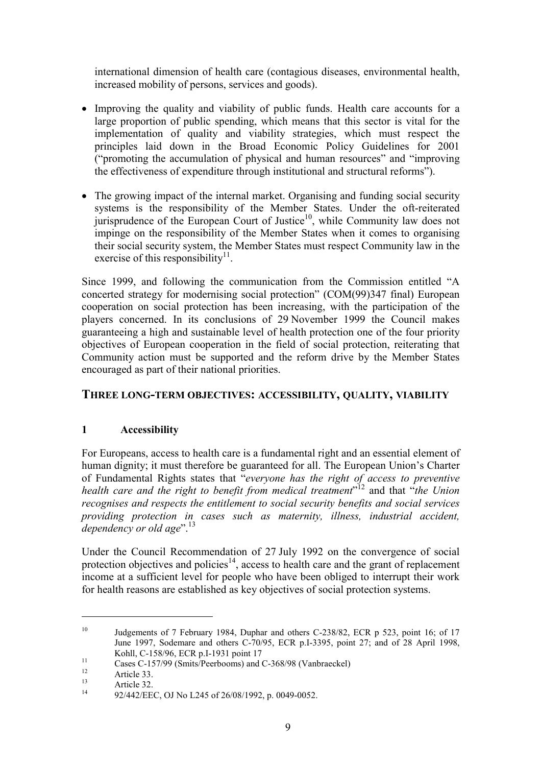international dimension of health care (contagious diseases, environmental health, increased mobility of persons, services and goods).

- Improving the quality and viability of public funds. Health care accounts for a large proportion of public spending, which means that this sector is vital for the implementation of quality and viability strategies, which must respect the principles laid down in the Broad Economic Policy Guidelines for 2001 ("promoting the accumulation of physical and human resources" and "improving the effectiveness of expenditure through institutional and structural reforms").

- The growing impact of the internal market. Organising and funding social security systems is the responsibility of the Member States. Under the oft-reiterated jurisprudence of the European Court of Justice[10], while Community law does not impinge on the responsibility of the Member States when it comes to organising their social security system, the Member States must respect Community law in the exercise of this responsibility[11].

Since 1999, and following the communication from the Commission entitled "A concerted strategy for modernising social protection" (COM(99)347 final) European cooperation on social protection has been increasing, with the participation of the players concerned. In its conclusions of 29 November 1999 the Council makes guaranteeing a high and sustainable level of health protection one of the four priority objectives of European cooperation in the field of social protection, reiterating that Community action must be supported and the reform drive by the Member States encouraged as part of their national priorities.

## THREE LONG-TERM OBJECTIVES: ACCESSIBILITY, QUALITY, VIABILITY

### 1 Accessibility

For Europeans, access to health care is a fundamental right and an essential element of human dignity; it must therefore be guaranteed for all. The European Union's Charter of Fundamental Rights states that "*everyone has the right of access to preventive health care and the right to benefit from medical treatment*"[12] and that "*the Union recognises and respects the entitlement to social security benefits and social services providing protection in cases such as maternity, illness, industrial accident, dependency or old age*".[13]

Under the Council Recommendation of 27 July 1992 on the convergence of social protection objectives and policies[14], access to health care and the grant of replacement income at a sufficient level for people who have been obliged to interrupt their work for health reasons are established as key objectives of social protection systems.

---

[10] Judgements of 7 February 1984, Duphar and others C-238/82, ECR p 523, point 16; of 17 June 1997, Sodemare and others C-70/95, ECR p.I-3395, point 27; and of 28 April 1998, Kohll, C-158/96, ECR p.I-1931 point 17

[11] Cases C-157/99 (Smits/Peerbooms) and C-368/98 (Vanbraeckel)

[12] Article 33.

[13] Article 32.

[14] 92/442/EEC, OJ No L245 of 26/08/1992, p. 0049-0052.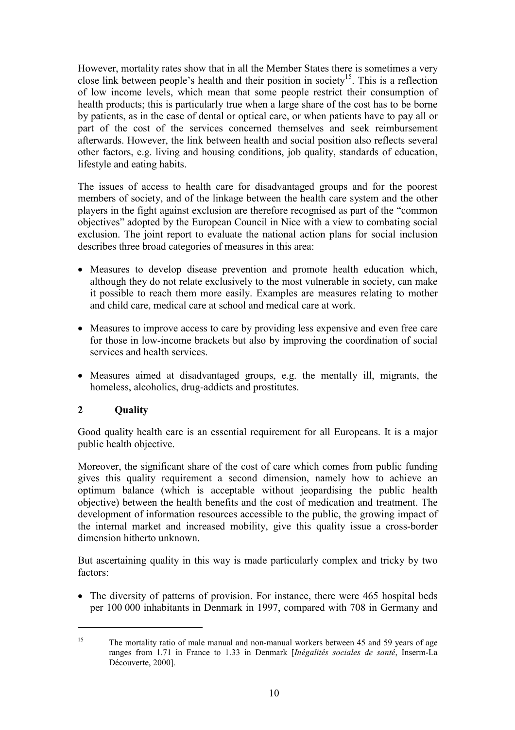However, mortality rates show that in all the Member States there is sometimes a very close link between people's health and their position in society[15]. This is a reflection of low income levels, which mean that some people restrict their consumption of health products; this is particularly true when a large share of the cost has to be borne by patients, as in the case of dental or optical care, or when patients have to pay all or part of the cost of the services concerned themselves and seek reimbursement afterwards. However, the link between health and social position also reflects several other factors, e.g. living and housing conditions, job quality, standards of education, lifestyle and eating habits.

The issues of access to health care for disadvantaged groups and for the poorest members of society, and of the linkage between the health care system and the other players in the fight against exclusion are therefore recognised as part of the "common objectives" adopted by the European Council in Nice with a view to combating social exclusion. The joint report to evaluate the national action plans for social inclusion describes three broad categories of measures in this area:

- Measures to develop disease prevention and promote health education which, although they do not relate exclusively to the most vulnerable in society, can make it possible to reach them more easily. Examples are measures relating to mother and child care, medical care at school and medical care at work.
- Measures to improve access to care by providing less expensive and even free care for those in low-income brackets but also by improving the coordination of social services and health services.
- Measures aimed at disadvantaged groups, e.g. the mentally ill, migrants, the homeless, alcoholics, drug-addicts and prostitutes.

## 2 Quality

Good quality health care is an essential requirement for all Europeans. It is a major public health objective.

Moreover, the significant share of the cost of care which comes from public funding gives this quality requirement a second dimension, namely how to achieve an optimum balance (which is acceptable without jeopardising the public health objective) between the health benefits and the cost of medication and treatment. The development of information resources accessible to the public, the growing impact of the internal market and increased mobility, give this quality issue a cross-border dimension hitherto unknown.

But ascertaining quality in this way is made particularly complex and tricky by two factors:

- The diversity of patterns of provision. For instance, there were 465 hospital beds per 100 000 inhabitants in Denmark in 1997, compared with 708 in Germany and

---

[15] The mortality ratio of male manual and non-manual workers between 45 and 59 years of age ranges from 1.71 in France to 1.33 in Denmark [*Inégalités sociales de santé*, Inserm-La Découverte, 2000].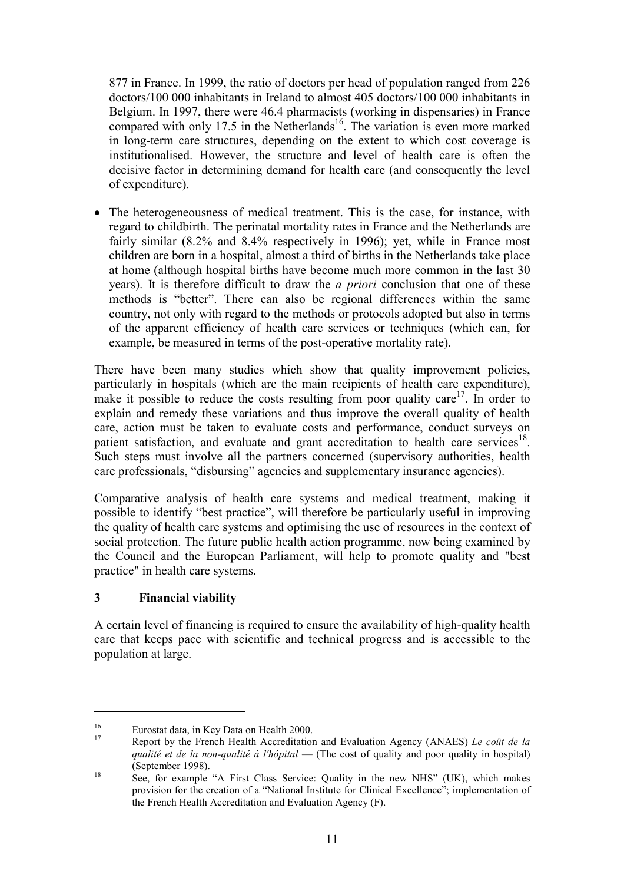877 in France. In 1999, the ratio of doctors per head of population ranged from 226 doctors/100 000 inhabitants in Ireland to almost 405 doctors/100 000 inhabitants in Belgium. In 1997, there were 46.4 pharmacists (working in dispensaries) in France compared with only 17.5 in the Netherlands[16]. The variation is even more marked in long-term care structures, depending on the extent to which cost coverage is institutionalised. However, the structure and level of health care is often the decisive factor in determining demand for health care (and consequently the level of expenditure).

- The heterogeneousness of medical treatment. This is the case, for instance, with regard to childbirth. The perinatal mortality rates in France and the Netherlands are fairly similar (8.2% and 8.4% respectively in 1996); yet, while in France most children are born in a hospital, almost a third of births in the Netherlands take place at home (although hospital births have become much more common in the last 30 years). It is therefore difficult to draw the *a priori* conclusion that one of these methods is "better". There can also be regional differences within the same country, not only with regard to the methods or protocols adopted but also in terms of the apparent efficiency of health care services or techniques (which can, for example, be measured in terms of the post-operative mortality rate).

There have been many studies which show that quality improvement policies, particularly in hospitals (which are the main recipients of health care expenditure), make it possible to reduce the costs resulting from poor quality care[17]. In order to explain and remedy these variations and thus improve the overall quality of health care, action must be taken to evaluate costs and performance, conduct surveys on patient satisfaction, and evaluate and grant accreditation to health care services[18]. Such steps must involve all the partners concerned (supervisory authorities, health care professionals, "disbursing" agencies and supplementary insurance agencies).

Comparative analysis of health care systems and medical treatment, making it possible to identify "best practice", will therefore be particularly useful in improving the quality of health care systems and optimising the use of resources in the context of social protection. The future public health action programme, now being examined by the Council and the European Parliament, will help to promote quality and "best practice" in health care systems.

## 3 Financial viability

A certain level of financing is required to ensure the availability of high-quality health care that keeps pace with scientific and technical progress and is accessible to the population at large.

---

[16] Eurostat data, in Key Data on Health 2000.

[17] Report by the French Health Accreditation and Evaluation Agency (ANAES) *Le coût de la qualité et de la non-qualité à l'hôpital* — (The cost of quality and poor quality in hospital) (September 1998).

[18] See, for example "A First Class Service: Quality in the new NHS" (UK), which makes provision for the creation of a "National Institute for Clinical Excellence"; implementation of the French Health Accreditation and Evaluation Agency (F).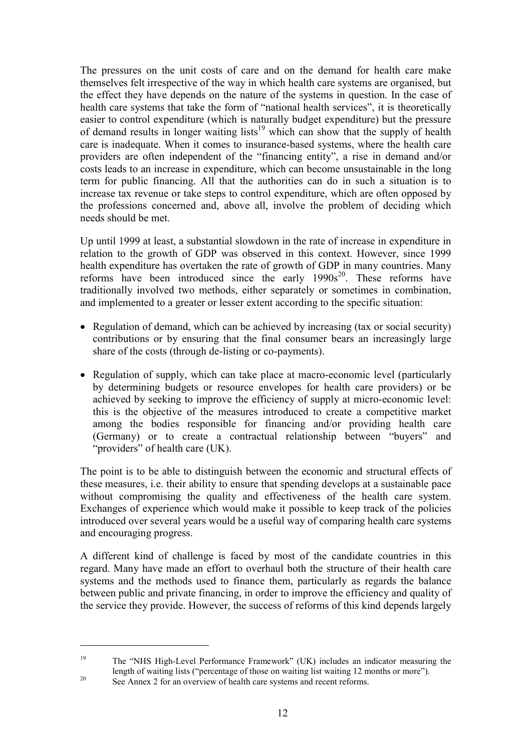The pressures on the unit costs of care and on the demand for health care make themselves felt irrespective of the way in which health care systems are organised, but the effect they have depends on the nature of the systems in question. In the case of health care systems that take the form of "national health services", it is theoretically easier to control expenditure (which is naturally budget expenditure) but the pressure of demand results in longer waiting lists[19] which can show that the supply of health care is inadequate. When it comes to insurance-based systems, where the health care providers are often independent of the "financing entity", a rise in demand and/or costs leads to an increase in expenditure, which can become unsustainable in the long term for public financing. All that the authorities can do in such a situation is to increase tax revenue or take steps to control expenditure, which are often opposed by the professions concerned and, above all, involve the problem of deciding which needs should be met.

Up until 1999 at least, a substantial slowdown in the rate of increase in expenditure in relation to the growth of GDP was observed in this context. However, since 1999 health expenditure has overtaken the rate of growth of GDP in many countries. Many reforms have been introduced since the early 1990s[20]. These reforms have traditionally involved two methods, either separately or sometimes in combination, and implemented to a greater or lesser extent according to the specific situation:

- Regulation of demand, which can be achieved by increasing (tax or social security) contributions or by ensuring that the final consumer bears an increasingly large share of the costs (through de-listing or co-payments).
- Regulation of supply, which can take place at macro-economic level (particularly by determining budgets or resource envelopes for health care providers) or be achieved by seeking to improve the efficiency of supply at micro-economic level: this is the objective of the measures introduced to create a competitive market among the bodies responsible for financing and/or providing health care (Germany) or to create a contractual relationship between "buyers" and "providers" of health care (UK).

The point is to be able to distinguish between the economic and structural effects of these measures, i.e. their ability to ensure that spending develops at a sustainable pace without compromising the quality and effectiveness of the health care system. Exchanges of experience which would make it possible to keep track of the policies introduced over several years would be a useful way of comparing health care systems and encouraging progress.

A different kind of challenge is faced by most of the candidate countries in this regard. Many have made an effort to overhaul both the structure of their health care systems and the methods used to finance them, particularly as regards the balance between public and private financing, in order to improve the efficiency and quality of the service they provide. However, the success of reforms of this kind depends largely

---

[19] The "NHS High-Level Performance Framework" (UK) includes an indicator measuring the length of waiting lists ("percentage of those on waiting list waiting 12 months or more").

[20] See Annex 2 for an overview of health care systems and recent reforms.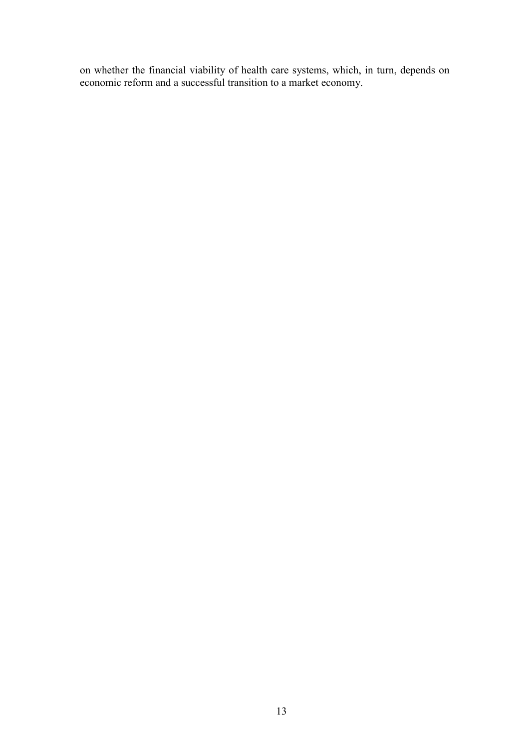on whether the financial viability of health care systems, which, in turn, depends on economic reform and a successful transition to a market economy.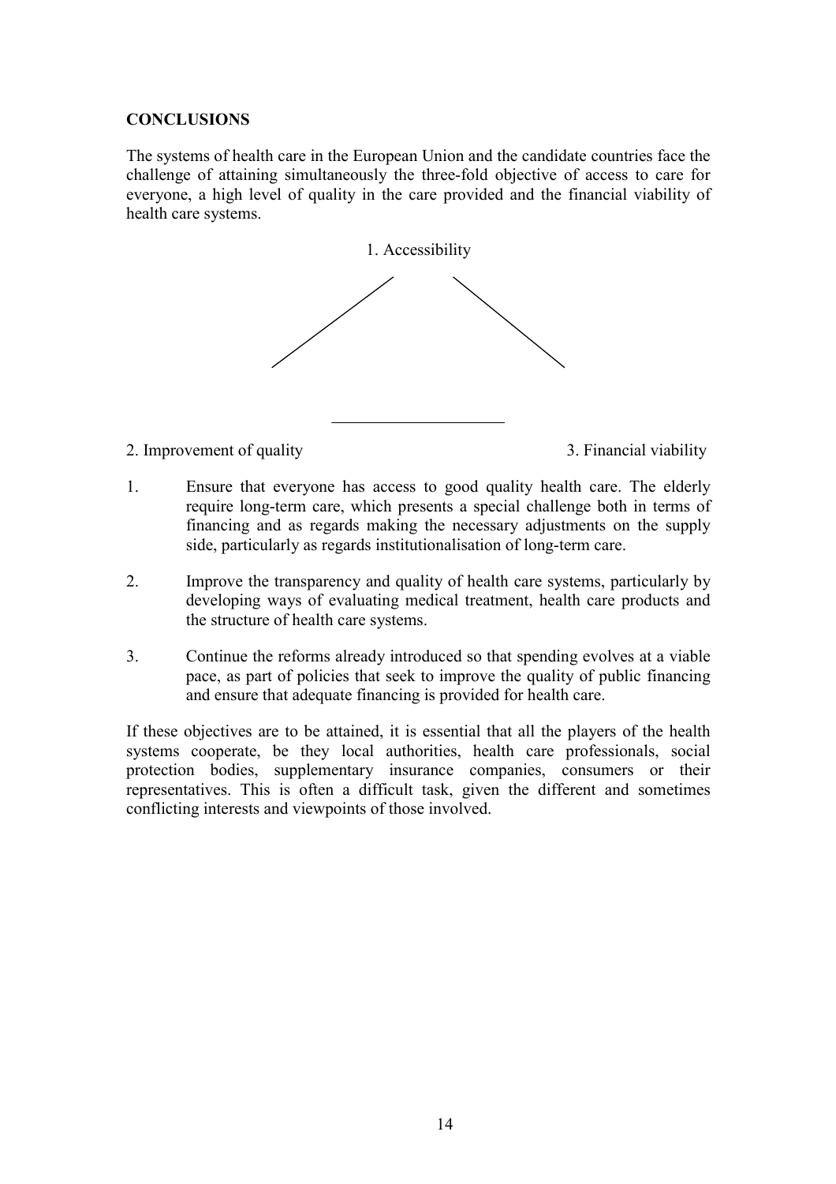**CONCLUSIONS**

The systems of health care in the European Union and the candidate countries face the challenge of attaining simultaneously the three-fold objective of access to care for everyone, a high level of quality in the care provided and the financial viability of health care systems.

1. Accessibility

2. Improvement of quality

3. Financial viability

1. Ensure that everyone has access to good quality health care. The elderly require long-term care, which presents a special challenge both in terms of financing and as regards making the necessary adjustments on the supply side, particularly as regards institutionalisation of long-term care.

2. Improve the transparency and quality of health care systems, particularly by developing ways of evaluating medical treatment, health care products and the structure of health care systems.

3. Continue the reforms already introduced so that spending evolves at a viable pace, as part of policies that seek to improve the quality of public financing and ensure that adequate financing is provided for health care.

If these objectives are to be attained, it is essential that all the players of the health systems cooperate, be they local authorities, health care professionals, social protection bodies, supplementary insurance companies, consumers or their representatives. This is often a difficult task, given the different and sometimes conflicting interests and viewpoints of those involved.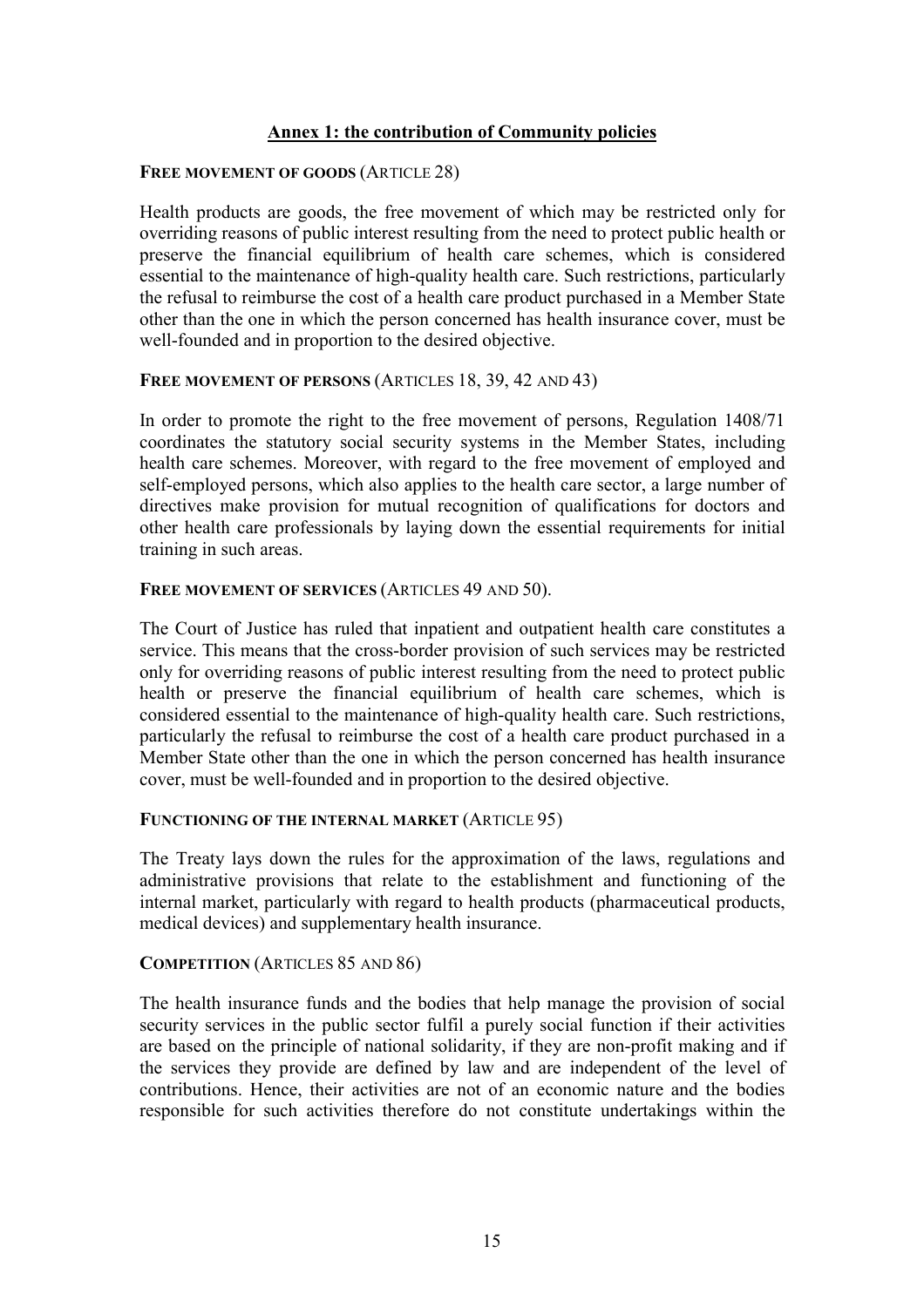## Annex 1: the contribution of Community policies

**FREE MOVEMENT OF GOODS** (ARTICLE 28)

Health products are goods, the free movement of which may be restricted only for overriding reasons of public interest resulting from the need to protect public health or preserve the financial equilibrium of health care schemes, which is considered essential to the maintenance of high-quality health care. Such restrictions, particularly the refusal to reimburse the cost of a health care product purchased in a Member State other than the one in which the person concerned has health insurance cover, must be well-founded and in proportion to the desired objective.

**FREE MOVEMENT OF PERSONS** (ARTICLES 18, 39, 42 AND 43)

In order to promote the right to the free movement of persons, Regulation 1408/71 coordinates the statutory social security systems in the Member States, including health care schemes. Moreover, with regard to the free movement of employed and self-employed persons, which also applies to the health care sector, a large number of directives make provision for mutual recognition of qualifications for doctors and other health care professionals by laying down the essential requirements for initial training in such areas.

**FREE MOVEMENT OF SERVICES** (ARTICLES 49 AND 50).

The Court of Justice has ruled that inpatient and outpatient health care constitutes a service. This means that the cross-border provision of such services may be restricted only for overriding reasons of public interest resulting from the need to protect public health or preserve the financial equilibrium of health care schemes, which is considered essential to the maintenance of high-quality health care. Such restrictions, particularly the refusal to reimburse the cost of a health care product purchased in a Member State other than the one in which the person concerned has health insurance cover, must be well-founded and in proportion to the desired objective.

**FUNCTIONING OF THE INTERNAL MARKET** (ARTICLE 95)

The Treaty lays down the rules for the approximation of the laws, regulations and administrative provisions that relate to the establishment and functioning of the internal market, particularly with regard to health products (pharmaceutical products, medical devices) and supplementary health insurance.

**COMPETITION** (ARTICLES 85 AND 86)

The health insurance funds and the bodies that help manage the provision of social security services in the public sector fulfil a purely social function if their activities are based on the principle of national solidarity, if they are non-profit making and if the services they provide are defined by law and are independent of the level of contributions. Hence, their activities are not of an economic nature and the bodies responsible for such activities therefore do not constitute undertakings within the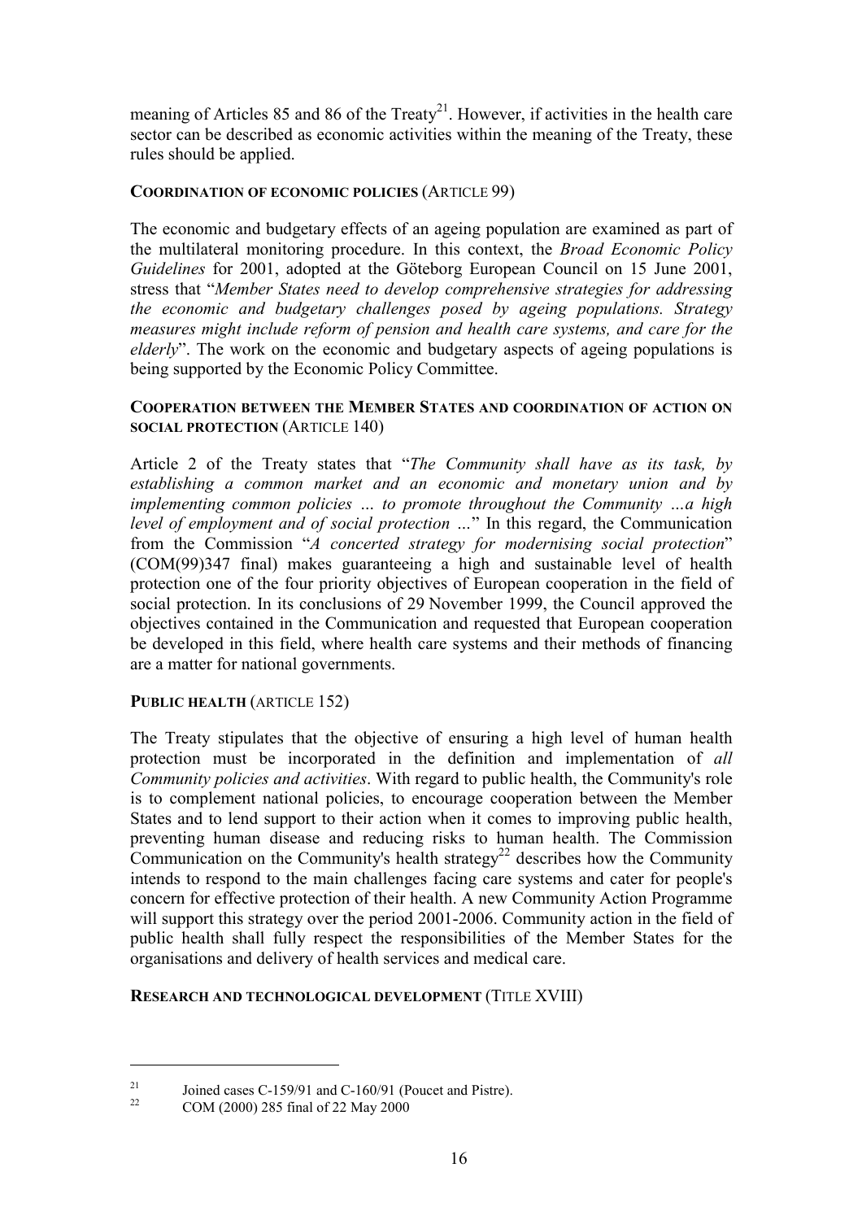meaning of Articles 85 and 86 of the Treaty[21]. However, if activities in the health care sector can be described as economic activities within the meaning of the Treaty, these rules should be applied.

**COORDINATION OF ECONOMIC POLICIES** (ARTICLE 99)

The economic and budgetary effects of an ageing population are examined as part of the multilateral monitoring procedure. In this context, the *Broad Economic Policy Guidelines* for 2001, adopted at the Göteborg European Council on 15 June 2001, stress that "*Member States need to develop comprehensive strategies for addressing the economic and budgetary challenges posed by ageing populations. Strategy measures might include reform of pension and health care systems, and care for the elderly*". The work on the economic and budgetary aspects of ageing populations is being supported by the Economic Policy Committee.

**COOPERATION BETWEEN THE MEMBER STATES AND COORDINATION OF ACTION ON SOCIAL PROTECTION** (ARTICLE 140)

Article 2 of the Treaty states that "*The Community shall have as its task, by establishing a common market and an economic and monetary union and by implementing common policies … to promote throughout the Community …a high level of employment and of social protection …*" In this regard, the Communication from the Commission "*A concerted strategy for modernising social protection*" (COM(99)347 final) makes guaranteeing a high and sustainable level of health protection one of the four priority objectives of European cooperation in the field of social protection. In its conclusions of 29 November 1999, the Council approved the objectives contained in the Communication and requested that European cooperation be developed in this field, where health care systems and their methods of financing are a matter for national governments.

**PUBLIC HEALTH** (ARTICLE 152)

The Treaty stipulates that the objective of ensuring a high level of human health protection must be incorporated in the definition and implementation of *all Community policies and activities*. With regard to public health, the Community's role is to complement national policies, to encourage cooperation between the Member States and to lend support to their action when it comes to improving public health, preventing human disease and reducing risks to human health. The Commission Communication on the Community's health strategy[22] describes how the Community intends to respond to the main challenges facing care systems and cater for people's concern for effective protection of their health. A new Community Action Programme will support this strategy over the period 2001-2006. Community action in the field of public health shall fully respect the responsibilities of the Member States for the organisations and delivery of health services and medical care.

**RESEARCH AND TECHNOLOGICAL DEVELOPMENT** (TITLE XVIII)

---

[21] Joined cases C-159/91 and C-160/91 (Poucet and Pistre).

[22] COM (2000) 285 final of 22 May 2000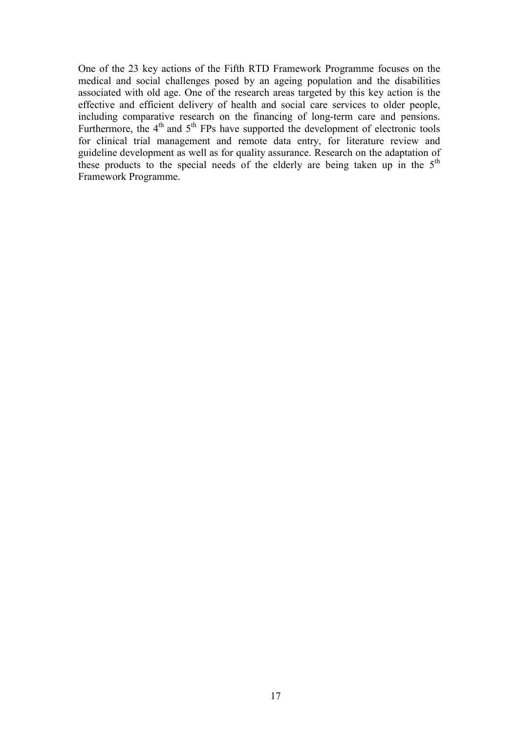One of the 23 key actions of the Fifth RTD Framework Programme focuses on the medical and social challenges posed by an ageing population and the disabilities associated with old age. One of the research areas targeted by this key action is the effective and efficient delivery of health and social care services to older people, including comparative research on the financing of long-term care and pensions. Furthermore, the $4^{th}$ and $5^{th}$ FPs have supported the development of electronic tools for clinical trial management and remote data entry, for literature review and guideline development as well as for quality assurance. Research on the adaptation of these products to the special needs of the elderly are being taken up in the $5^{th}$ Framework Programme.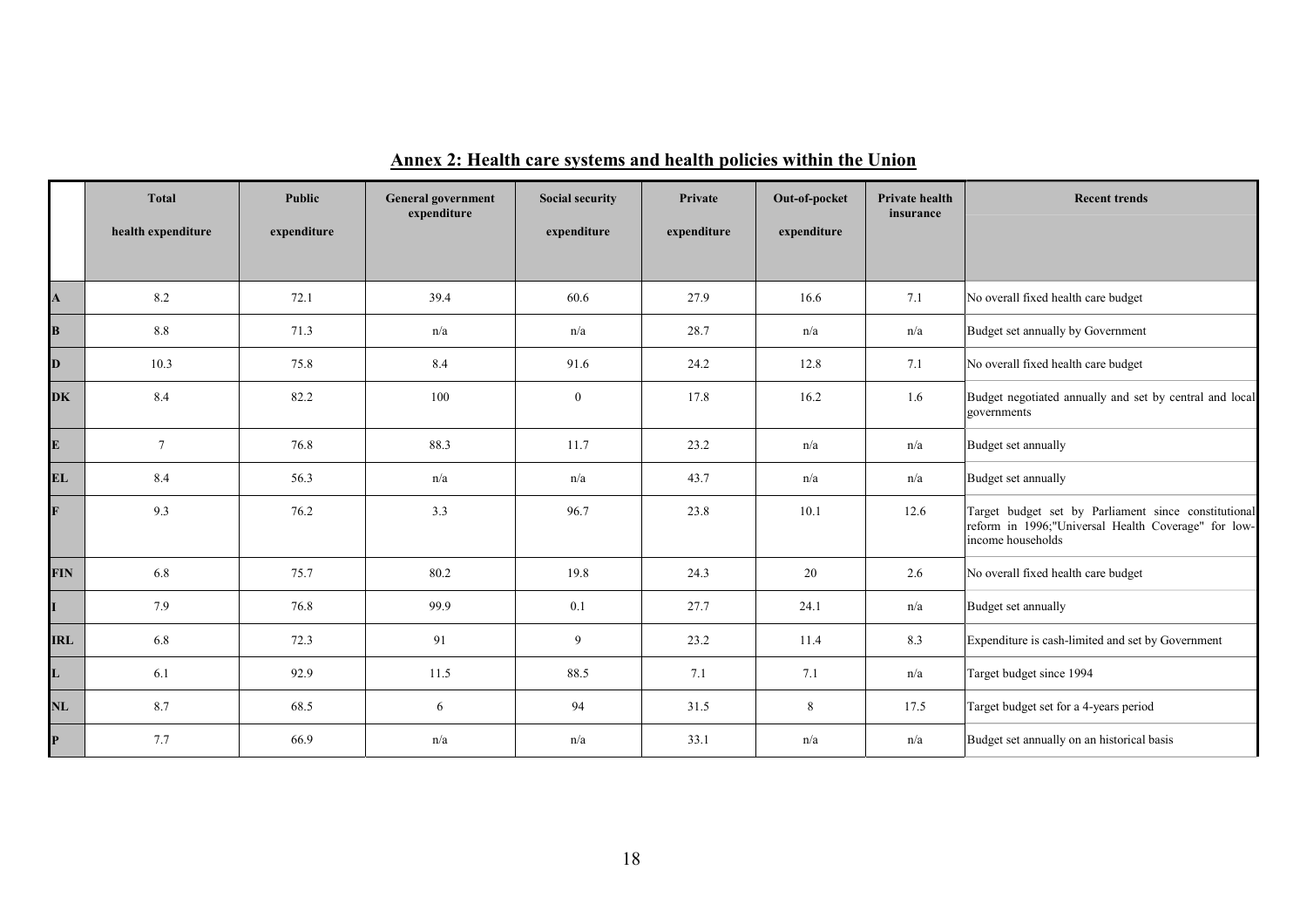## Annex 2: Health care systems and health policies within the Union

| | Total health expenditure | Public expenditure | General government expenditure | Social security expenditure | Private expenditure | Out-of-pocket expenditure | Private health insurance | Recent trends |
|---|---|---|---|---|---|---|---|---|
| **A** | 8.2 | 72.1 | 39.4 | 60.6 | 27.9 | 16.6 | 7.1 | No overall fixed health care budget |
| **B** | 8.8 | 71.3 | n/a | n/a | 28.7 | n/a | n/a | Budget set annually by Government |
| **D** | 10.3 | 75.8 | 8.4 | 91.6 | 24.2 | 12.8 | 7.1 | No overall fixed health care budget |
| **DK** | 8.4 | 82.2 | 100 | 0 | 17.8 | 16.2 | 1.6 | Budget negotiated annually and set by central and local governments |
| **E** | 7 | 76.8 | 88.3 | 11.7 | 23.2 | n/a | n/a | Budget set annually |
| **EL** | 8.4 | 56.3 | n/a | n/a | 43.7 | n/a | n/a | Budget set annually |
| **F** | 9.3 | 76.2 | 3.3 | 96.7 | 23.8 | 10.1 | 12.6 | Target budget set by Parliament since constitutional reform in 1996;"Universal Health Coverage" for low-income households |
| **FIN** | 6.8 | 75.7 | 80.2 | 19.8 | 24.3 | 20 | 2.6 | No overall fixed health care budget |
| **I** | 7.9 | 76.8 | 99.9 | 0.1 | 27.7 | 24.1 | n/a | Budget set annually |
| **IRL** | 6.8 | 72.3 | 91 | 9 | 23.2 | 11.4 | 8.3 | Expenditure is cash-limited and set by Government |
| **L** | 6.1 | 92.9 | 11.5 | 88.5 | 7.1 | 7.1 | n/a | Target budget since 1994 |
| **NL** | 8.7 | 68.5 | 6 | 94 | 31.5 | 8 | 17.5 | Target budget set for a 4-years period |
| **P** | 7.7 | 66.9 | n/a | n/a | 33.1 | n/a | n/a | Budget set annually on an historical basis |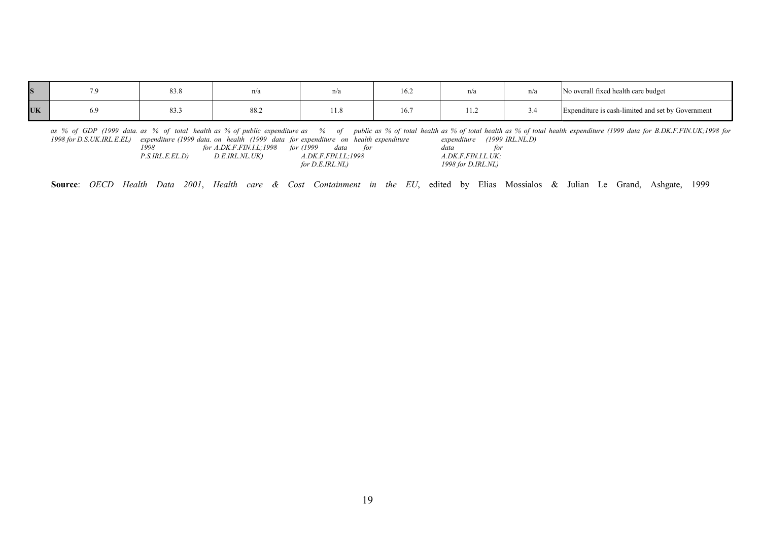| | | | | | | | | |
|---|---|---|---|---|---|---|---|---|
| **S** | 7.9 | 83.8 | n/a | n/a | 16.2 | n/a | n/a | No overall fixed health care budget |
| **UK** | 6.9 | 83.3 | 88.2 | 11.8 | 16.7 | 11.2 | 3.4 | Expenditure is cash-limited and set by Government |
| | *as % of GDP (1999 data. 1998 for D.S.UK.IRL.E.EL)* | *as % of total health expenditure (1999 data. 1998 P.S.IRL.E.EL.D)* | *as % of public expenditure on health (1999 data for A.DK.F.FIN.I.L;1998 D.E.IRL.NL.UK)* | *as % of public expenditure on health expenditure for (1999 data for A.DK.F.FIN.I.L;1998 for D.E.IRL.NL)* | *as % of total health expenditure* | *as % of total health expenditure (1999 data for A.DK.F.FIN.I.L.UK; 1998 for D.IRL.NL)* | *as % of total health expenditure (1999 IRL.NL.D)* | *as % of total health expenditure (1999 data for B.DK.F.FIN.UK;1998 for* |

**Source**: *OECD Health Data 2001*, *Health care & Cost Containment in the EU*, edited by Elias Mossialos & Julian Le Grand, Ashgate, 1999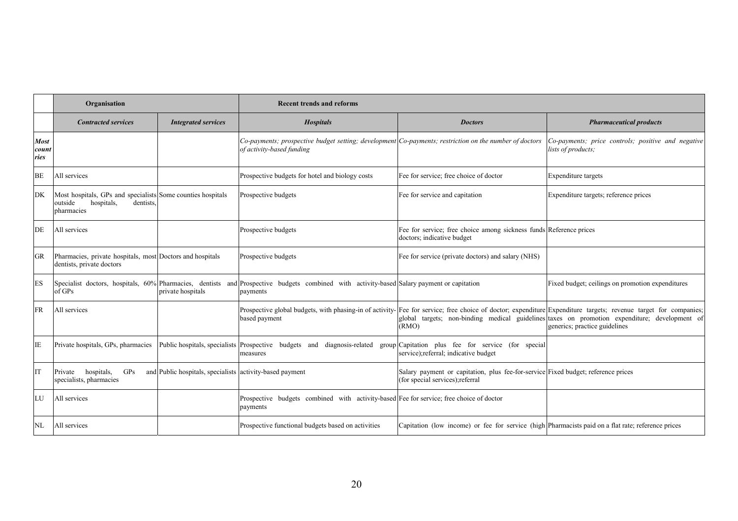| | Organisation | | Recent trends and reforms | | |
|---|---|---|---|---|---|
| | *Contracted services* | *Integrated services* | *Hospitals* | *Doctors* | *Pharmaceutical products* |
| *Most countries* | | | *Co-payments; prospective budget setting; development of activity-based funding* | *Co-payments; restriction on the number of doctors* | *Co-payments; price controls; positive and negative lists of products;* |
| BE | All services | | Prospective budgets for hotel and biology costs | Fee for service; free choice of doctor | Expenditure targets |
| DK | Most hospitals, GPs and specialists outside hospitals, dentists, pharmacies | Some counties hospitals | Prospective budgets | Fee for service and capitation | Expenditure targets; reference prices |
| DE | All services | | Prospective budgets | Fee for service; free choice among sickness funds doctors; indicative budget | Reference prices |
| GR | Pharmacies, private hospitals, most dentists, private doctors | Doctors and hospitals | Prospective budgets | Fee for service (private doctors) and salary (NHS) | |
| ES | Specialist doctors, hospitals, 60% of GPs | Pharmacies, dentists and private hospitals | Prospective budgets combined with activity-based payments | Salary payment or capitation | Fixed budget; ceilings on promotion expenditures |
| FR | All services | | Prospective global budgets, with phasing-in of activity-based payment | Fee for service; free choice of doctor; expenditure global targets; non-binding medical guidelines (RMO) | Expenditure targets; revenue target for companies; taxes on promotion expenditure; development of generics; practice guidelines |
| IE | Private hospitals, GPs, pharmacies | Public hospitals, specialists | Prospective budgets and diagnosis-related group measures | Capitation plus fee for service (for special service);referral; indicative budget | |
| IT | Private hospitals, GPs and specialists, pharmacies | Public hospitals, specialists | activity-based payment | Salary payment or capitation, plus fee-for-service (for special services);referral | Fixed budget; reference prices |
| LU | All services | | Prospective budgets combined with activity-based payments | Fee for service; free choice of doctor | |
| NL | All services | | Prospective functional budgets based on activities | Capitation (low income) or fee for service (high | Pharmacists paid on a flat rate; reference prices |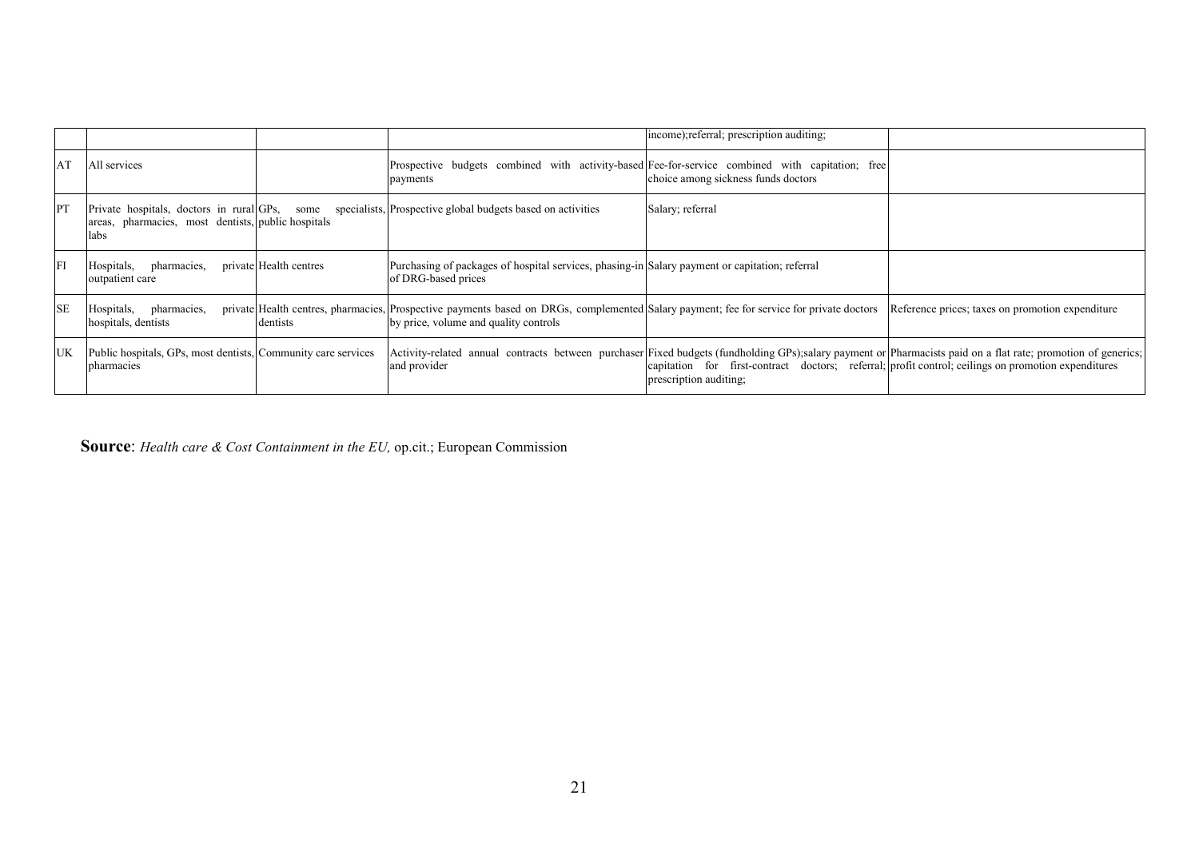| | | | | | |
|---|---|---|---|---|---|
| | | | | income);referral; prescription auditing; | |
| AT | All services | | Prospective budgets combined with activity-based payments | Fee-for-service combined with capitation; free choice among sickness funds doctors | |
| PT | Private hospitals, doctors in rural areas, pharmacies, most dentists, labs | GPs, some specialists, public hospitals | Prospective global budgets based on activities | Salary; referral | |
| FI | Hospitals, pharmacies, private outpatient care | Health centres | Purchasing of packages of hospital services, phasing-in of DRG-based prices | Salary payment or capitation; referral | |
| SE | Hospitals, pharmacies, private hospitals, dentists | Health centres, pharmacies, dentists | Prospective payments based on DRGs, complemented by price, volume and quality controls | Salary payment; fee for service for private doctors | Reference prices; taxes on promotion expenditure |
| UK | Public hospitals, GPs, most dentists, pharmacies | Community care services | Activity-related annual contracts between purchaser and provider | Fixed budgets (fundholding GPs);salary payment or capitation for first-contract doctors; referral; prescription auditing; | Pharmacists paid on a flat rate; promotion of generics; profit control; ceilings on promotion expenditures |

**Source**: *Health care & Cost Containment in the EU,* op.cit.; European Commission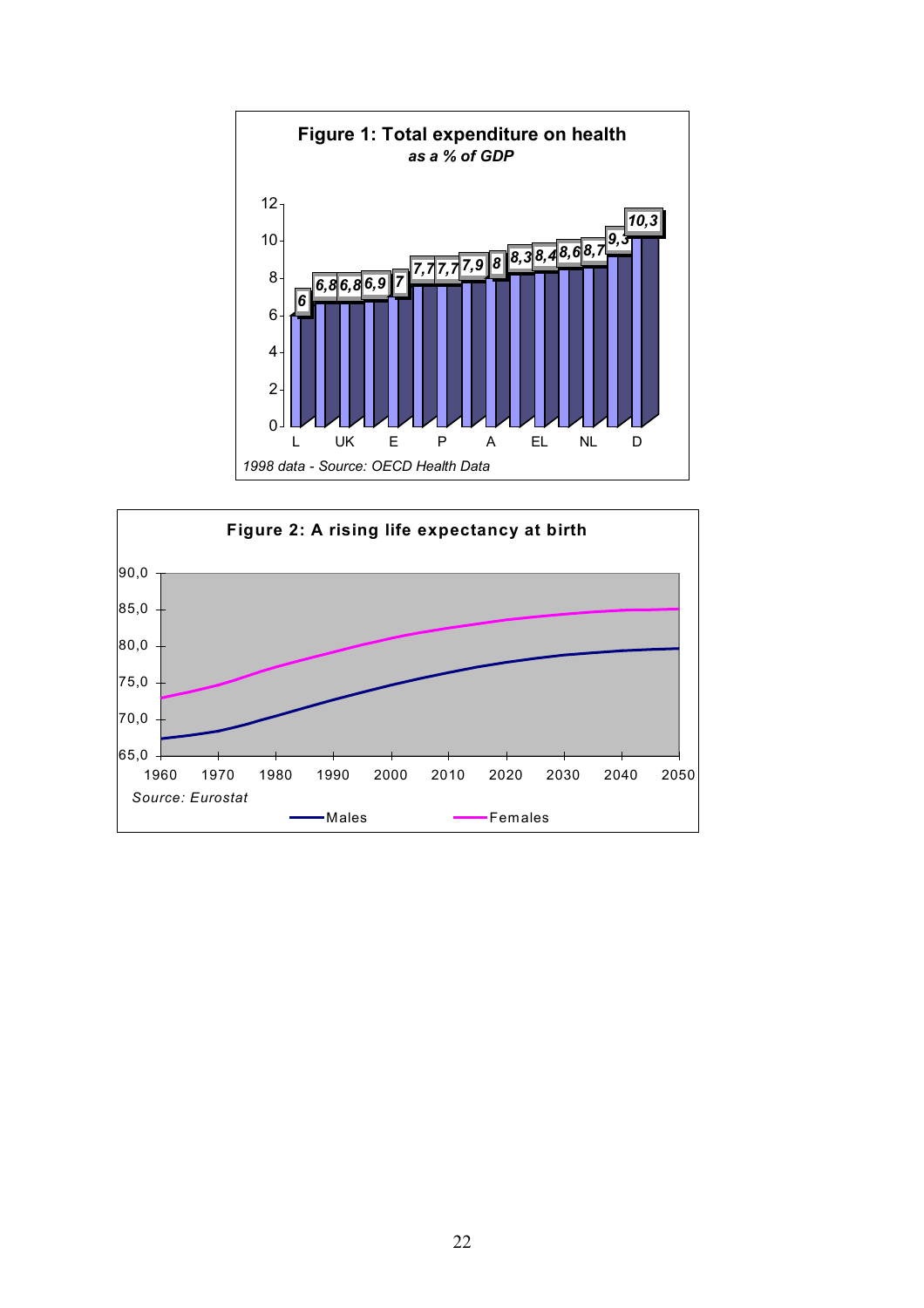**Figure 1: Total expenditure on health**
*as a % of GDP*

| Country | % of GDP |
|---|---|
| L | 6 |
| | 6,8 |
| UK | 6,8 |
| | 6,9 |
| E | 7 |
| | 7,7 |
| P | 7,7 |
| | 7,9 |
| A | 8 |
| | 8,3 |
| EL | 8,4 |
| | 8,6 |
| NL | 8,7 |
| | 9,3 |
| D | 10,3 |

*1998 data - Source: OECD Health Data*

**Figure 2: A rising life expectancy at birth**

Life expectancy at birth, males and females, 1960–2050.

*Source: Eurostat*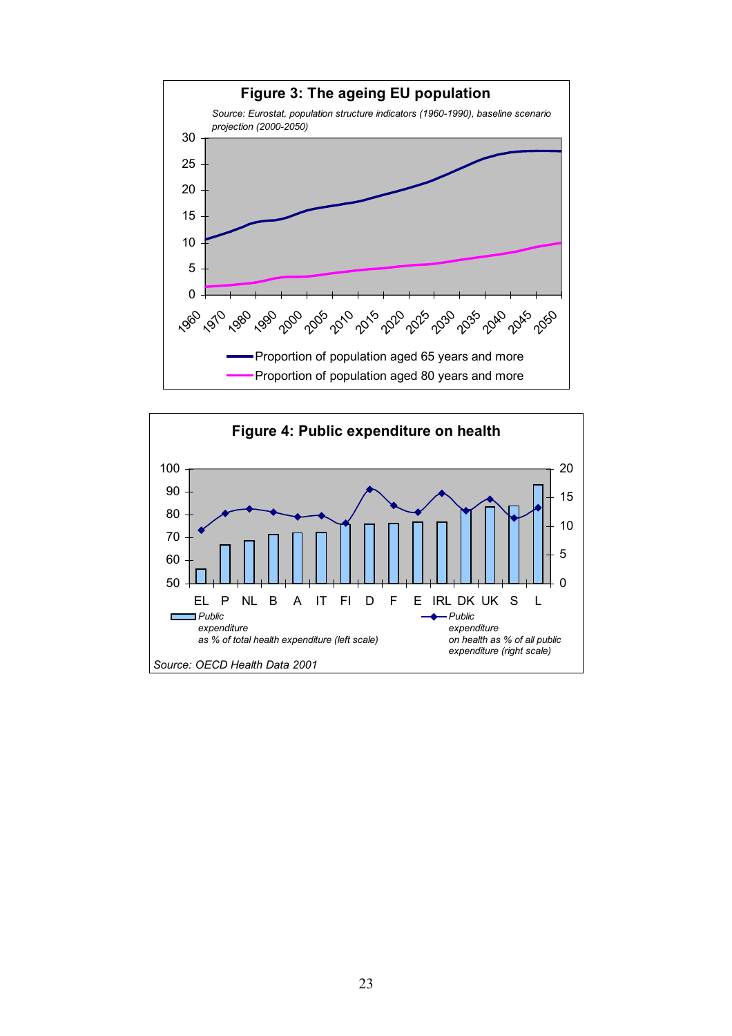**Figure 3: The ageing EU population**

*Source: Eurostat, population structure indicators (1960-1990), baseline scenario projection (2000-2050)*

30
25
20
15
10
5
0

1960 1970 1980 1990 2000 2005 2010 2015 2020 2025 2030 2035 2040 2045 2050

Proportion of population aged 65 years and more
Proportion of population aged 80 years and more

**Figure 4: Public expenditure on health**

100
90
80
70
60
50

20
15
10
5
0

EL P NL B A IT FI D F E IRL DK UK S L

*Public expenditure as % of total health expenditure (left scale)*

*Public expenditure on health as % of all public expenditure (right scale)*

*Source: OECD Health Data 2001*